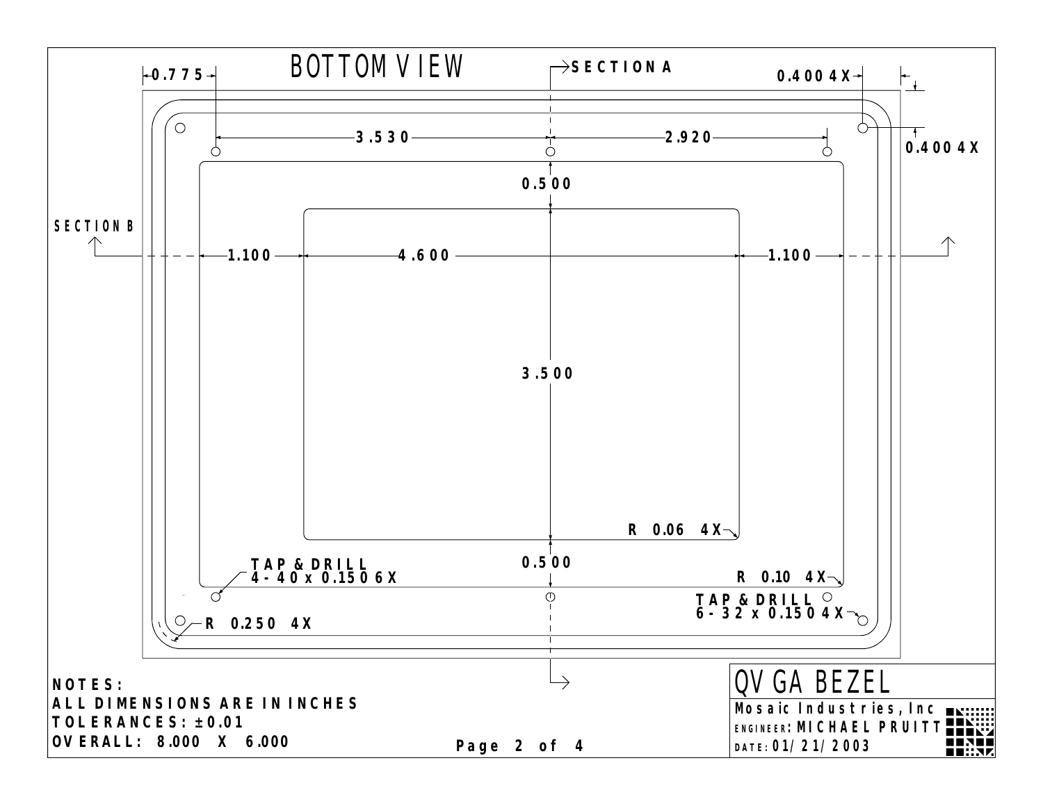# BOTTOM VIEW

SECTION A

SECTION B

0.775

3.530

2.920

0.400 4X

0.400 4X

0.500

1.100

4.600

1.100

3.500

R 0.06 4X

0.500

TAP & DRILL
4-40 x 0.150 6X

R 0.10 4X

TAP & DRILL
6-32 x 0.150 4X

R 0.250 4X

**NOTES:**
**ALL DIMENSIONS ARE IN INCHES**
**TOLERANCES: ±0.01**
**OVERALL: 8.000 X 6.000**

## QVGA BEZEL

**Mosaic Industries, Inc**
**ENGINEER: MICHAEL PRUITT**
**DATE: 01/21/2003**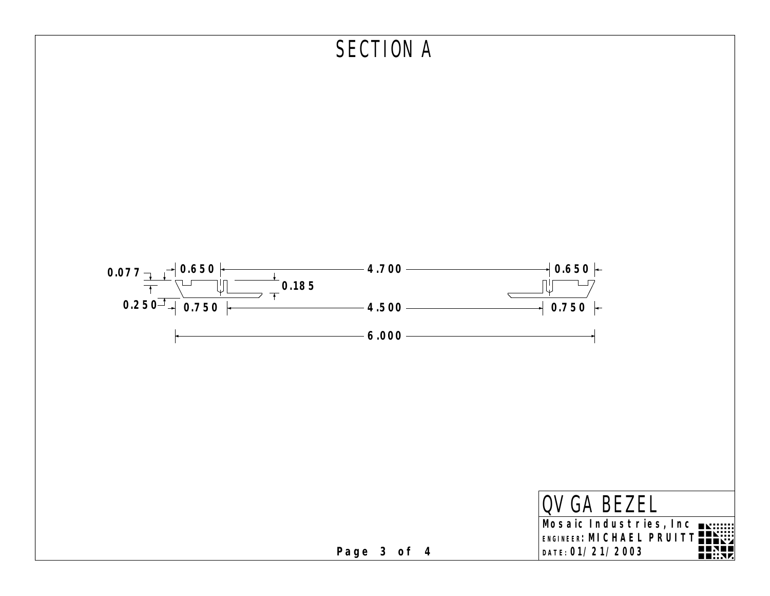# SECTION A

0.077

0.650

4.700

0.650

0.185

0.250

0.750

4.500

0.750

6.000

QVGA BEZEL

**Mosaic Industries, Inc**

**ENGINEER: MICHAEL PRUITT**

**DATE: 01/21/2003**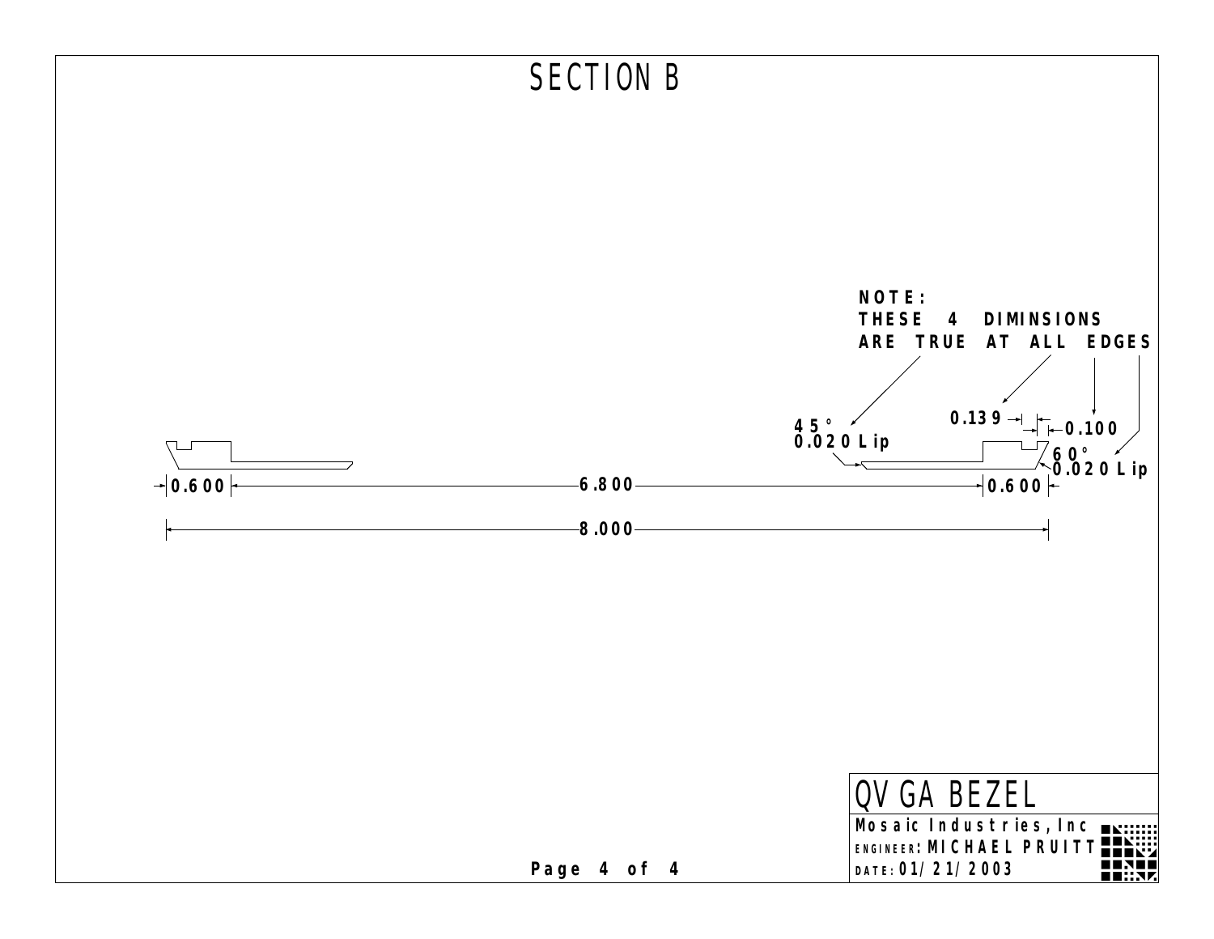# SECTION B

NOTE:
THESE 4 DIMINSIONS
ARE TRUE AT ALL EDGES

45°
0.020 Lip

0.139

0.100

60°
0.020 Lip

0.600

6.800

0.600

8.000

QVGA BEZEL

Mosaic Industries, Inc

ENGINEER: MICHAEL PRUITT

DATE: 01/21/2003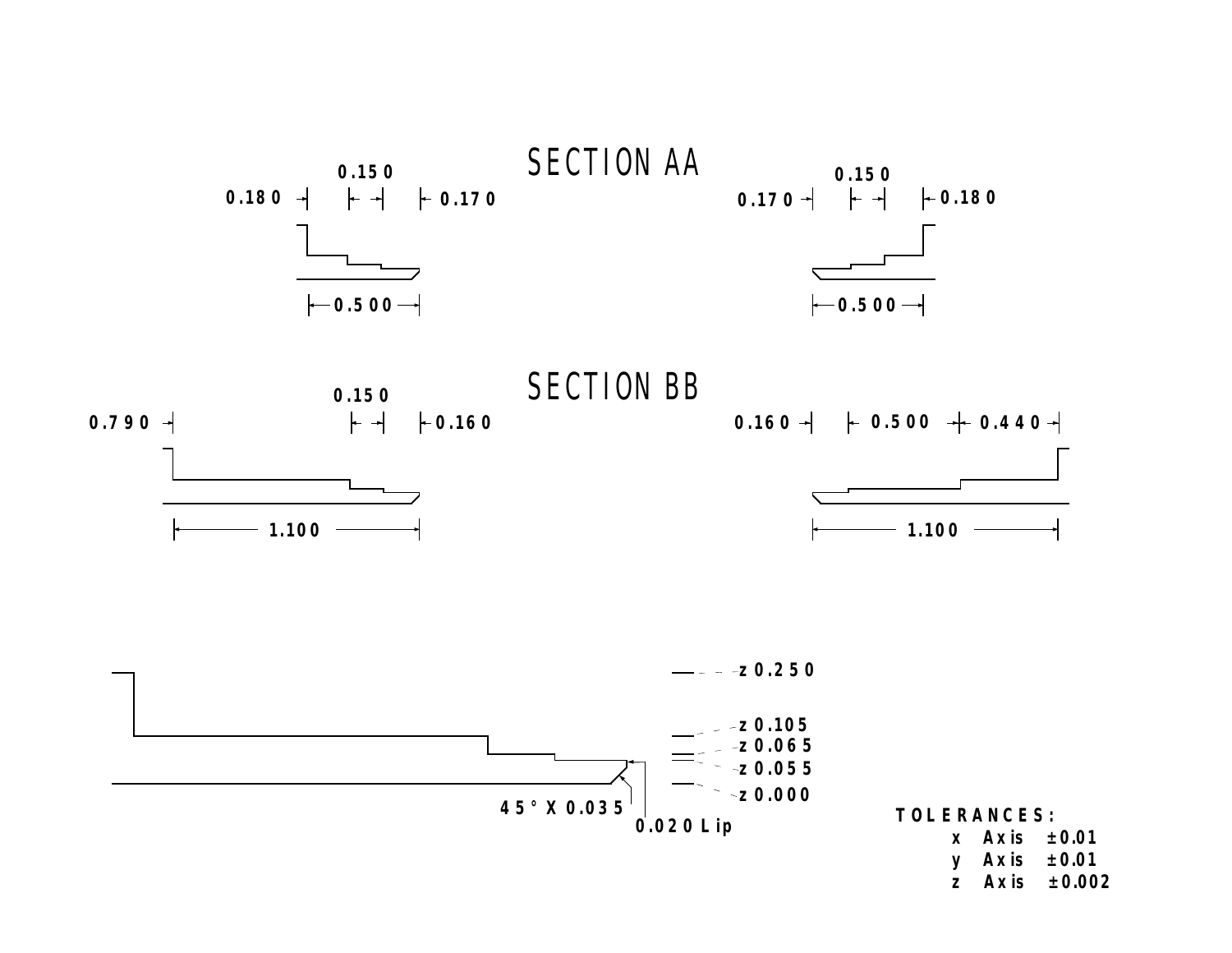## SECTION AA

0.180 0.150 0.170

0.500

0.170 0.150 0.180

0.500

## SECTION BB

0.790 0.150 0.160

1.100

0.160 0.500 0.440

1.100

z 0.250

z 0.105

z 0.065

z 0.055

z 0.000

45° X 0.035

0.020 Lip

**TOLERANCES:**

| | | |
|---|---|---|
| x | Axis | ±0.01 |
| y | Axis | ±0.01 |
| z | Axis | ±0.002 |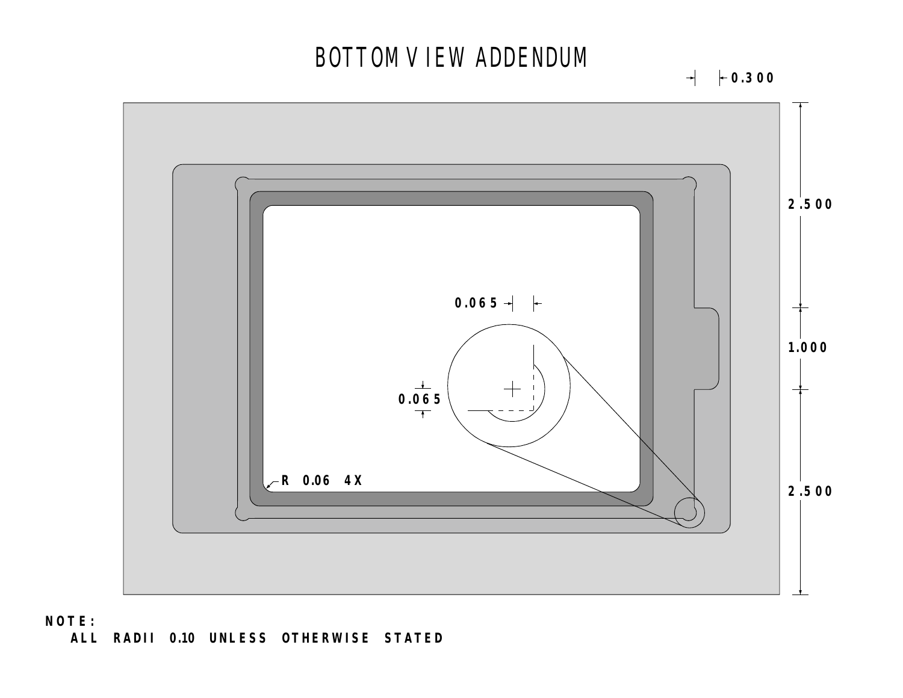# BOTTOM VIEW ADDENDUM

0.300

2.500

1.000

2.500

0.065

0.065

R 0.06 4X

**NOTE:**

**ALL RADII 0.10 UNLESS OTHERWISE STATED**